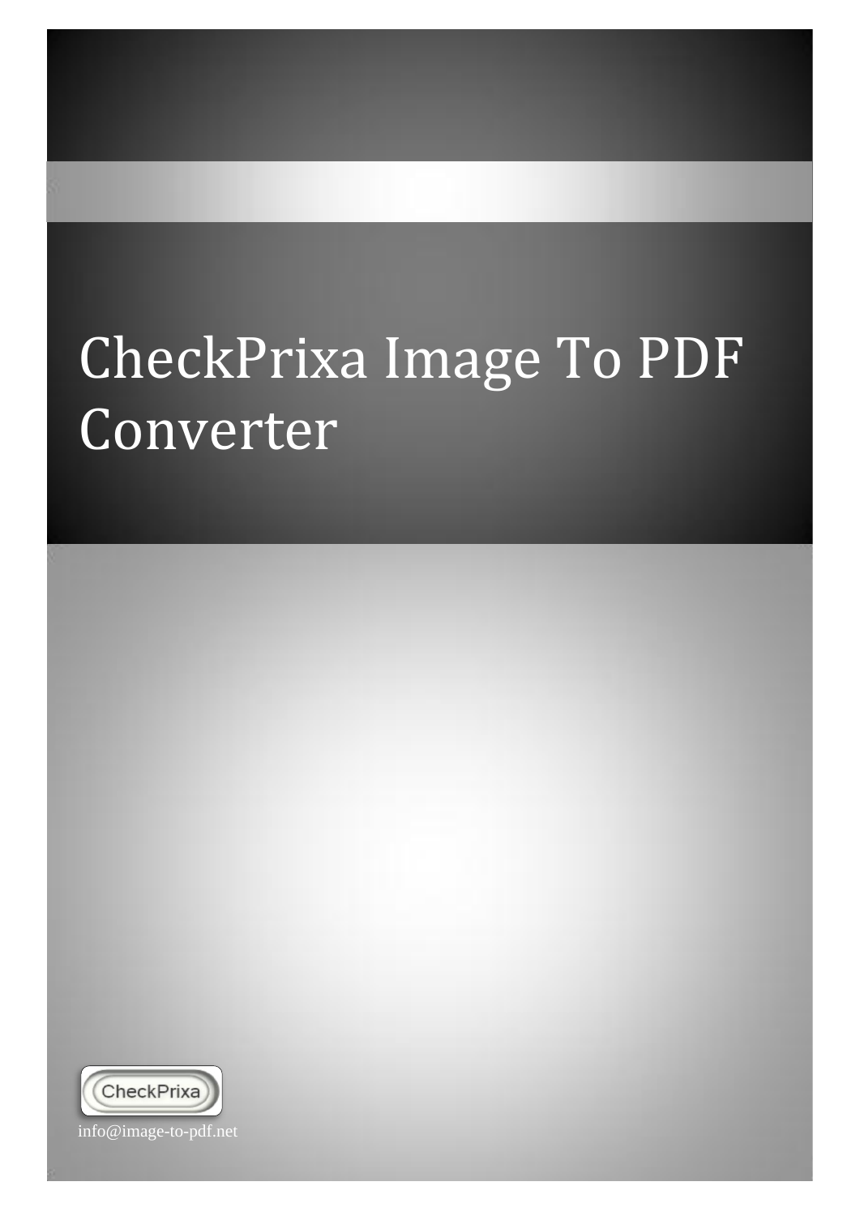# CheckPrixa Image To PDF Converter

CheckPrixa

info@image-to-pdf.net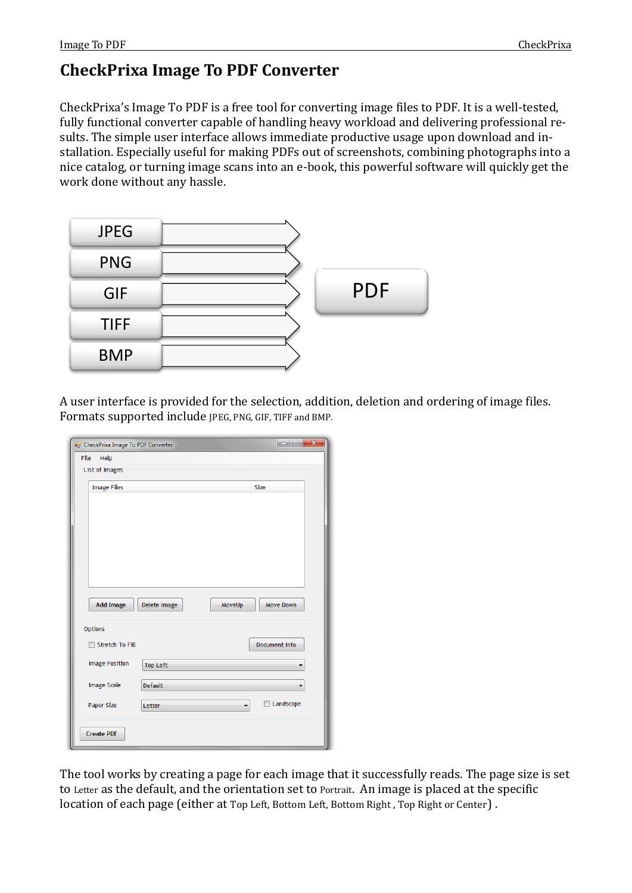# CheckPrixa Image To PDF Converter

CheckPrixa's Image To PDF is a free tool for converting image files to PDF. It is a well-tested, fully functional converter capable of handling heavy workload and delivering professional results. The simple user interface allows immediate productive usage upon download and installation. Especially useful for making PDFs out of screenshots, combining photographs into a nice catalog, or turning image scans into an e-book, this powerful software will quickly get the work done without any hassle.

A user interface is provided for the selection, addition, deletion and ordering of image files. Formats supported include JPEG, PNG, GIF, TIFF and BMP.

The tool works by creating a page for each image that it successfully reads. The page size is set to Letter as the default, and the orientation set to Portrait. An image is placed at the specific location of each page (either at Top Left, Bottom Left, Bottom Right , Top Right or Center) .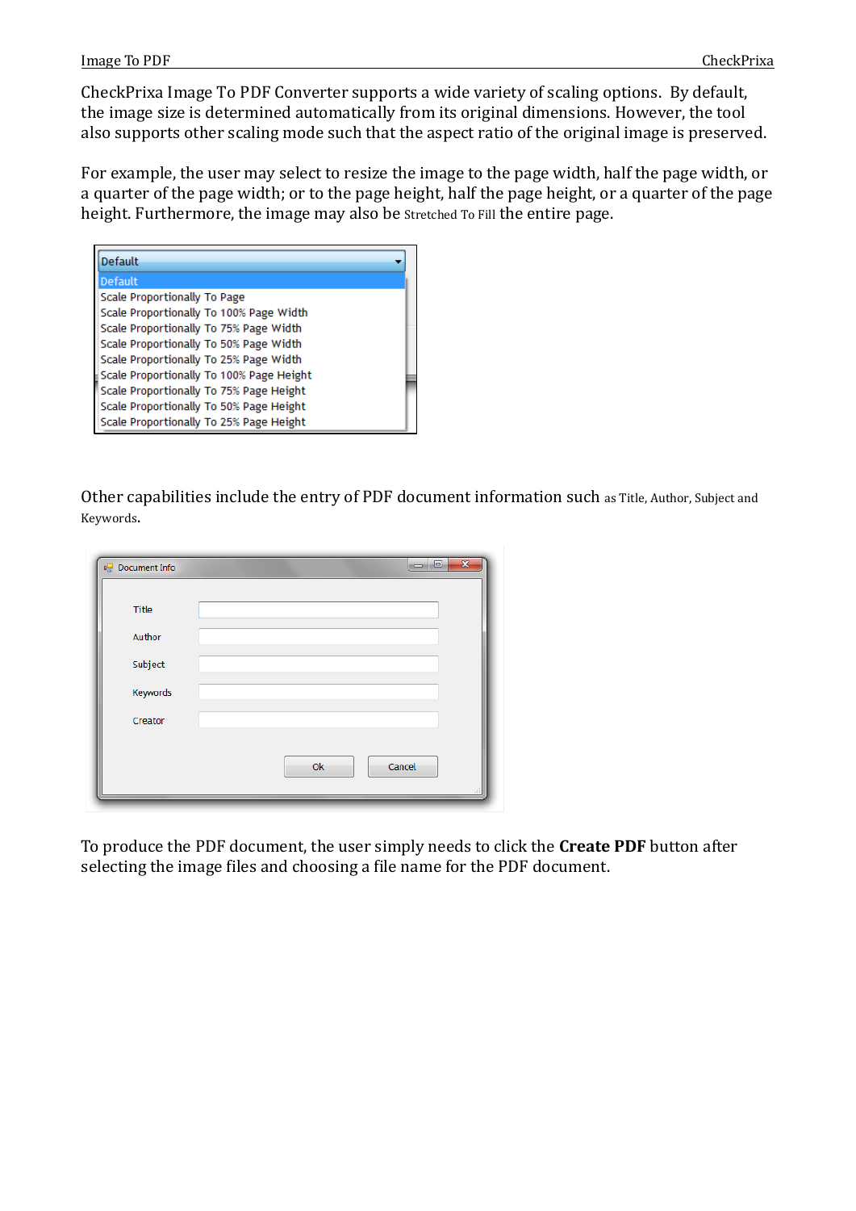CheckPrixa Image To PDF Converter supports a wide variety of scaling options. By default, the image size is determined automatically from its original dimensions. However, the tool also supports other scaling mode such that the aspect ratio of the original image is preserved.

For example, the user may select to resize the image to the page width, half the page width, or a quarter of the page width; or to the page height, half the page height, or a quarter of the page height. Furthermore, the image may also be Stretched To Fill the entire page.

Default
Default
Scale Proportionally To Page
Scale Proportionally To 100% Page Width
Scale Proportionally To 75% Page Width
Scale Proportionally To 50% Page Width
Scale Proportionally To 25% Page Width
Scale Proportionally To 100% Page Height
Scale Proportionally To 75% Page Height
Scale Proportionally To 50% Page Height
Scale Proportionally To 25% Page Height

Other capabilities include the entry of PDF document information such as Title, Author, Subject and Keywords.

Document Info
Title
Author
Subject
Keywords
Creator
Ok
Cancel

To produce the PDF document, the user simply needs to click the **Create PDF** button after selecting the image files and choosing a file name for the PDF document.